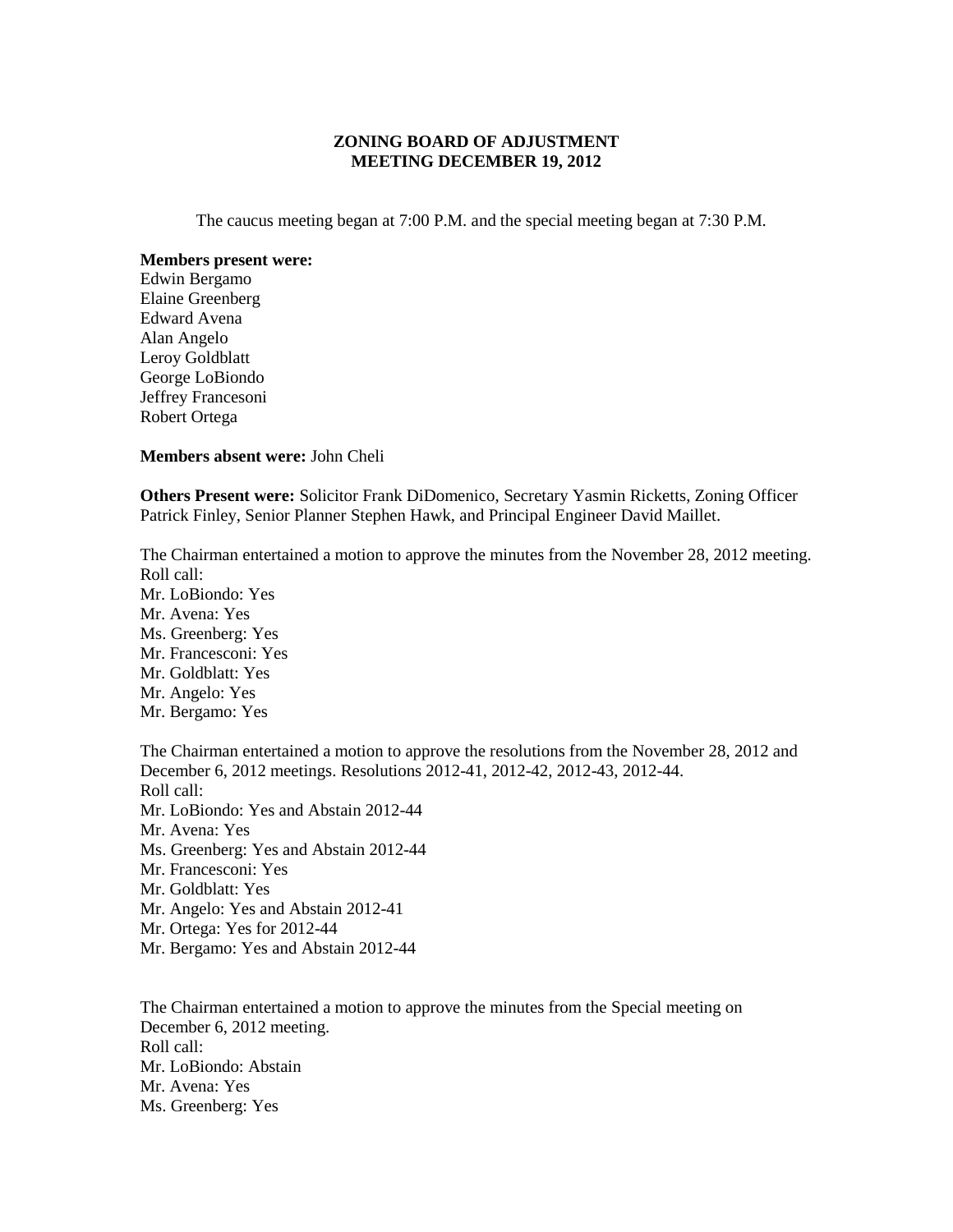**ZONING BOARD OF ADJUSTMENT**
**MEETING DECEMBER 19, 2012**

The caucus meeting began at 7:00 P.M. and the special meeting began at 7:30 P.M.

**Members present were:**
Edwin Bergamo
Elaine Greenberg
Edward Avena
Alan Angelo
Leroy Goldblatt
George LoBiondo
Jeffrey Francesoni
Robert Ortega

**Members absent were:** John Cheli

**Others Present were:** Solicitor Frank DiDomenico, Secretary Yasmin Ricketts, Zoning Officer Patrick Finley, Senior Planner Stephen Hawk, and Principal Engineer David Maillet.

The Chairman entertained a motion to approve the minutes from the November 28, 2012 meeting.
Roll call:
Mr. LoBiondo: Yes
Mr. Avena: Yes
Ms. Greenberg: Yes
Mr. Francesconi: Yes
Mr. Goldblatt: Yes
Mr. Angelo: Yes
Mr. Bergamo: Yes

The Chairman entertained a motion to approve the resolutions from the November 28, 2012 and December 6, 2012 meetings. Resolutions 2012-41, 2012-42, 2012-43, 2012-44.
Roll call:
Mr. LoBiondo: Yes and Abstain 2012-44
Mr. Avena: Yes
Ms. Greenberg: Yes and Abstain 2012-44
Mr. Francesconi: Yes
Mr. Goldblatt: Yes
Mr. Angelo: Yes and Abstain 2012-41
Mr. Ortega: Yes for 2012-44
Mr. Bergamo: Yes and Abstain 2012-44

The Chairman entertained a motion to approve the minutes from the Special meeting on December 6, 2012 meeting.
Roll call:
Mr. LoBiondo: Abstain
Mr. Avena: Yes
Ms. Greenberg: Yes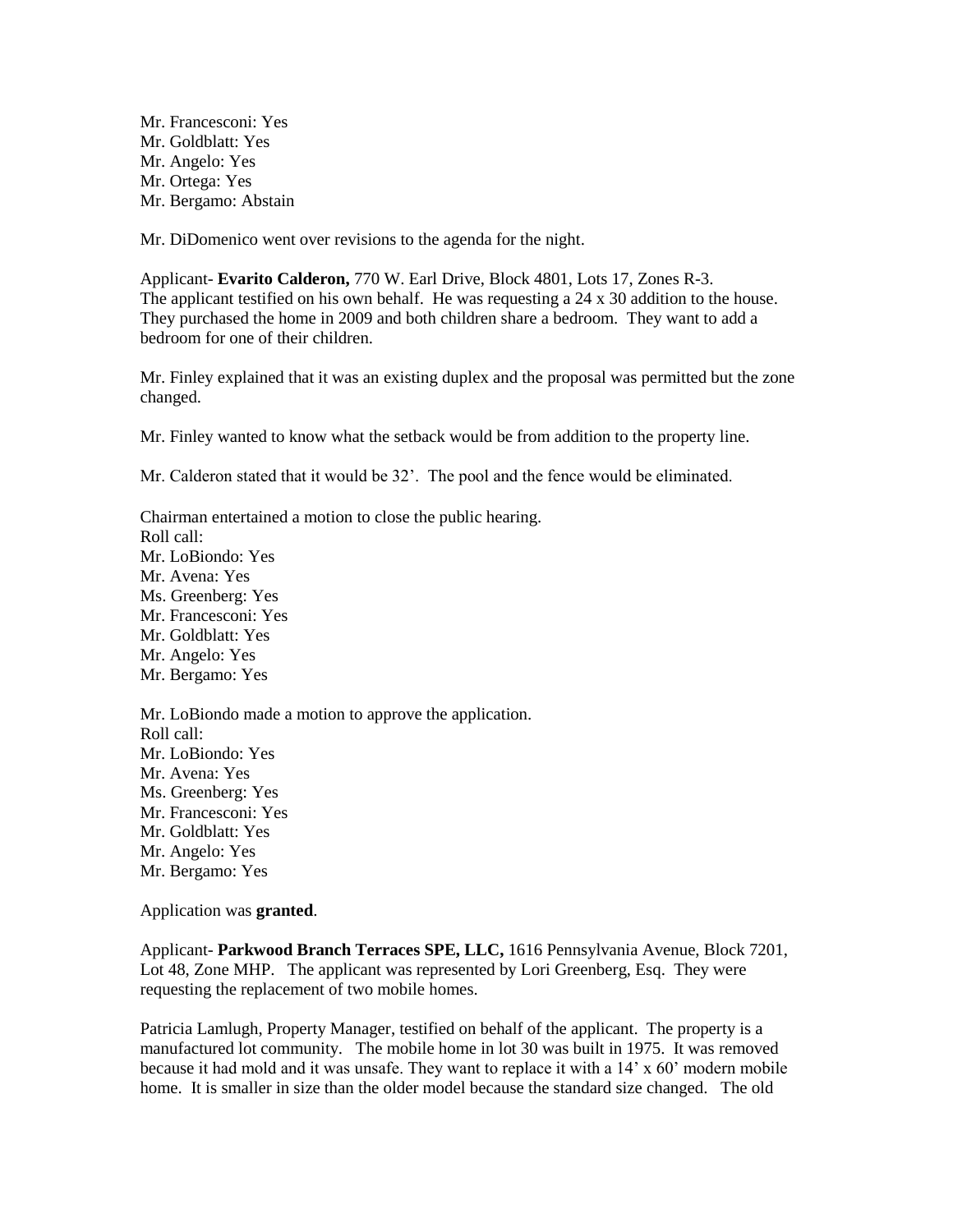Mr. Francesconi: Yes
Mr. Goldblatt: Yes
Mr. Angelo: Yes
Mr. Ortega: Yes
Mr. Bergamo: Abstain

Mr. DiDomenico went over revisions to the agenda for the night.

Applicant- **Evarito Calderon,** 770 W. Earl Drive, Block 4801, Lots 17, Zones R-3. The applicant testified on his own behalf. He was requesting a 24 x 30 addition to the house. They purchased the home in 2009 and both children share a bedroom. They want to add a bedroom for one of their children.

Mr. Finley explained that it was an existing duplex and the proposal was permitted but the zone changed.

Mr. Finley wanted to know what the setback would be from addition to the property line.

Mr. Calderon stated that it would be 32'. The pool and the fence would be eliminated.

Chairman entertained a motion to close the public hearing.
Roll call:
Mr. LoBiondo: Yes
Mr. Avena: Yes
Ms. Greenberg: Yes
Mr. Francesconi: Yes
Mr. Goldblatt: Yes
Mr. Angelo: Yes
Mr. Bergamo: Yes

Mr. LoBiondo made a motion to approve the application.
Roll call:
Mr. LoBiondo: Yes
Mr. Avena: Yes
Ms. Greenberg: Yes
Mr. Francesconi: Yes
Mr. Goldblatt: Yes
Mr. Angelo: Yes
Mr. Bergamo: Yes

Application was **granted**.

Applicant- **Parkwood Branch Terraces SPE, LLC,** 1616 Pennsylvania Avenue, Block 7201, Lot 48, Zone MHP. The applicant was represented by Lori Greenberg, Esq. They were requesting the replacement of two mobile homes.

Patricia Lamlugh, Property Manager, testified on behalf of the applicant. The property is a manufactured lot community. The mobile home in lot 30 was built in 1975. It was removed because it had mold and it was unsafe. They want to replace it with a 14' x 60' modern mobile home. It is smaller in size than the older model because the standard size changed. The old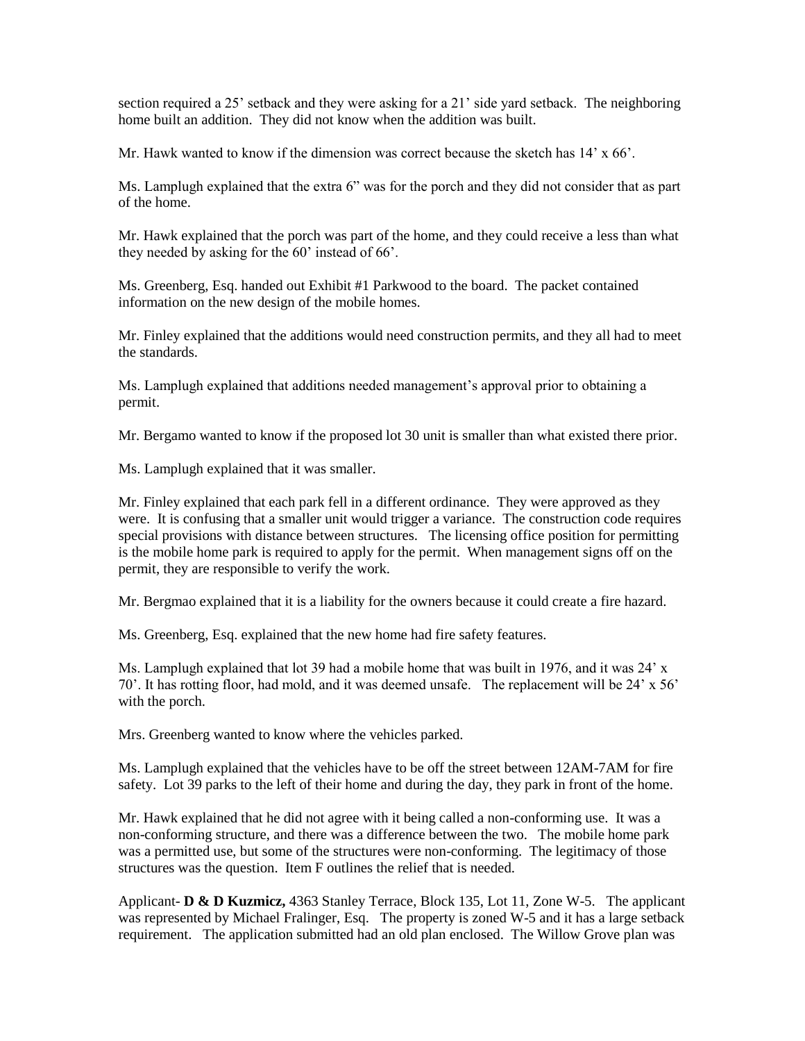section required a 25' setback and they were asking for a 21' side yard setback. The neighboring home built an addition. They did not know when the addition was built.

Mr. Hawk wanted to know if the dimension was correct because the sketch has 14' x 66'.

Ms. Lamplugh explained that the extra 6" was for the porch and they did not consider that as part of the home.

Mr. Hawk explained that the porch was part of the home, and they could receive a less than what they needed by asking for the 60' instead of 66'.

Ms. Greenberg, Esq. handed out Exhibit #1 Parkwood to the board. The packet contained information on the new design of the mobile homes.

Mr. Finley explained that the additions would need construction permits, and they all had to meet the standards.

Ms. Lamplugh explained that additions needed management's approval prior to obtaining a permit.

Mr. Bergamo wanted to know if the proposed lot 30 unit is smaller than what existed there prior.

Ms. Lamplugh explained that it was smaller.

Mr. Finley explained that each park fell in a different ordinance. They were approved as they were. It is confusing that a smaller unit would trigger a variance. The construction code requires special provisions with distance between structures. The licensing office position for permitting is the mobile home park is required to apply for the permit. When management signs off on the permit, they are responsible to verify the work.

Mr. Bergmao explained that it is a liability for the owners because it could create a fire hazard.

Ms. Greenberg, Esq. explained that the new home had fire safety features.

Ms. Lamplugh explained that lot 39 had a mobile home that was built in 1976, and it was 24' x 70'. It has rotting floor, had mold, and it was deemed unsafe. The replacement will be 24' x 56' with the porch.

Mrs. Greenberg wanted to know where the vehicles parked.

Ms. Lamplugh explained that the vehicles have to be off the street between 12AM-7AM for fire safety. Lot 39 parks to the left of their home and during the day, they park in front of the home.

Mr. Hawk explained that he did not agree with it being called a non-conforming use. It was a non-conforming structure, and there was a difference between the two. The mobile home park was a permitted use, but some of the structures were non-conforming. The legitimacy of those structures was the question. Item F outlines the relief that is needed.

Applicant- **D & D Kuzmicz,** 4363 Stanley Terrace, Block 135, Lot 11, Zone W-5. The applicant was represented by Michael Fralinger, Esq. The property is zoned W-5 and it has a large setback requirement. The application submitted had an old plan enclosed. The Willow Grove plan was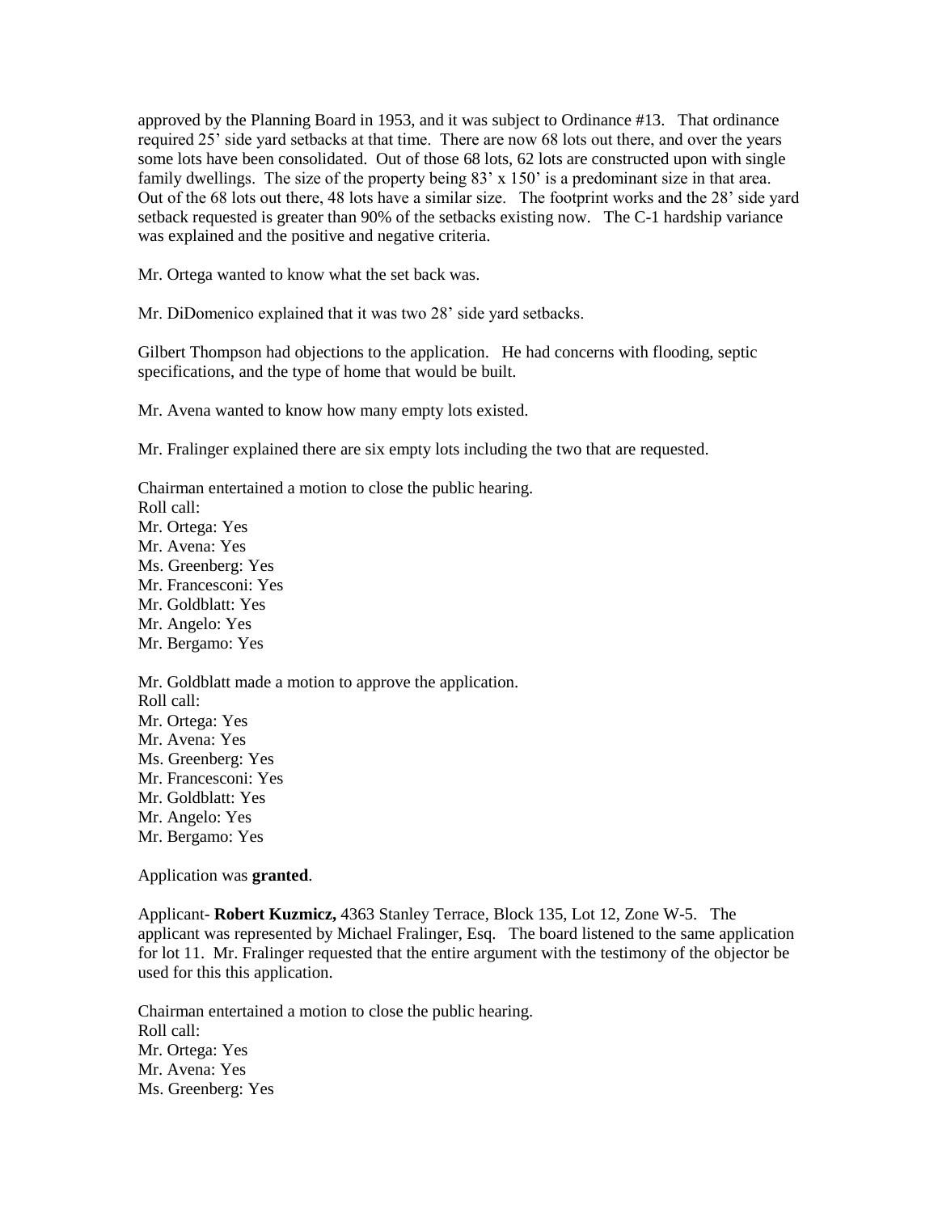approved by the Planning Board in 1953, and it was subject to Ordinance #13. That ordinance required 25' side yard setbacks at that time. There are now 68 lots out there, and over the years some lots have been consolidated. Out of those 68 lots, 62 lots are constructed upon with single family dwellings. The size of the property being 83' x 150' is a predominant size in that area. Out of the 68 lots out there, 48 lots have a similar size. The footprint works and the 28' side yard setback requested is greater than 90% of the setbacks existing now. The C-1 hardship variance was explained and the positive and negative criteria.

Mr. Ortega wanted to know what the set back was.

Mr. DiDomenico explained that it was two 28' side yard setbacks.

Gilbert Thompson had objections to the application. He had concerns with flooding, septic specifications, and the type of home that would be built.

Mr. Avena wanted to know how many empty lots existed.

Mr. Fralinger explained there are six empty lots including the two that are requested.

Chairman entertained a motion to close the public hearing.
Roll call:
Mr. Ortega: Yes
Mr. Avena: Yes
Ms. Greenberg: Yes
Mr. Francesconi: Yes
Mr. Goldblatt: Yes
Mr. Angelo: Yes
Mr. Bergamo: Yes

Mr. Goldblatt made a motion to approve the application.
Roll call:
Mr. Ortega: Yes
Mr. Avena: Yes
Ms. Greenberg: Yes
Mr. Francesconi: Yes
Mr. Goldblatt: Yes
Mr. Angelo: Yes
Mr. Bergamo: Yes

Application was **granted**.

Applicant- **Robert Kuzmicz,** 4363 Stanley Terrace, Block 135, Lot 12, Zone W-5. The applicant was represented by Michael Fralinger, Esq. The board listened to the same application for lot 11. Mr. Fralinger requested that the entire argument with the testimony of the objector be used for this this application.

Chairman entertained a motion to close the public hearing.
Roll call:
Mr. Ortega: Yes
Mr. Avena: Yes
Ms. Greenberg: Yes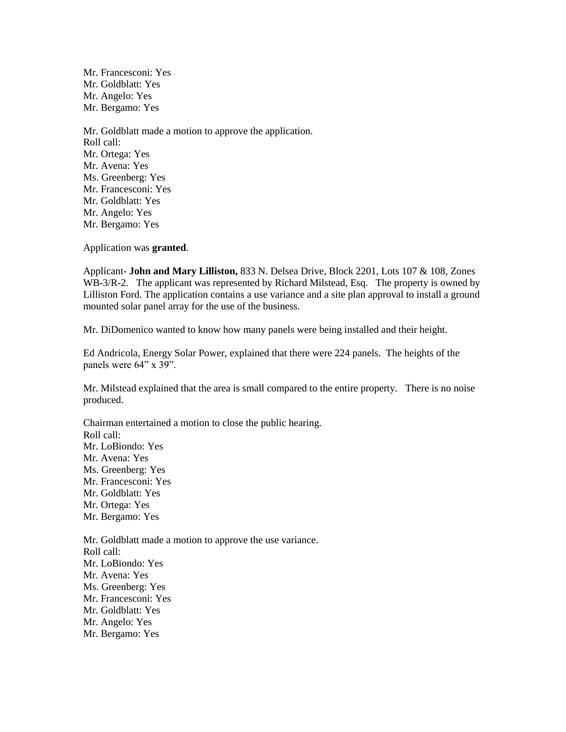Mr. Francesconi: Yes
Mr. Goldblatt: Yes
Mr. Angelo: Yes
Mr. Bergamo: Yes

Mr. Goldblatt made a motion to approve the application.
Roll call:
Mr. Ortega: Yes
Mr. Avena: Yes
Ms. Greenberg: Yes
Mr. Francesconi: Yes
Mr. Goldblatt: Yes
Mr. Angelo: Yes
Mr. Bergamo: Yes

Application was **granted**.

Applicant- **John and Mary Lilliston,** 833 N. Delsea Drive, Block 2201, Lots 107 & 108, Zones WB-3/R-2. The applicant was represented by Richard Milstead, Esq. The property is owned by Lilliston Ford. The application contains a use variance and a site plan approval to install a ground mounted solar panel array for the use of the business.

Mr. DiDomenico wanted to know how many panels were being installed and their height.

Ed Andricola, Energy Solar Power, explained that there were 224 panels. The heights of the panels were 64" x 39".

Mr. Milstead explained that the area is small compared to the entire property. There is no noise produced.

Chairman entertained a motion to close the public hearing.
Roll call:
Mr. LoBiondo: Yes
Mr. Avena: Yes
Ms. Greenberg: Yes
Mr. Francesconi: Yes
Mr. Goldblatt: Yes
Mr. Ortega: Yes
Mr. Bergamo: Yes

Mr. Goldblatt made a motion to approve the use variance.
Roll call:
Mr. LoBiondo: Yes
Mr. Avena: Yes
Ms. Greenberg: Yes
Mr. Francesconi: Yes
Mr. Goldblatt: Yes
Mr. Angelo: Yes
Mr. Bergamo: Yes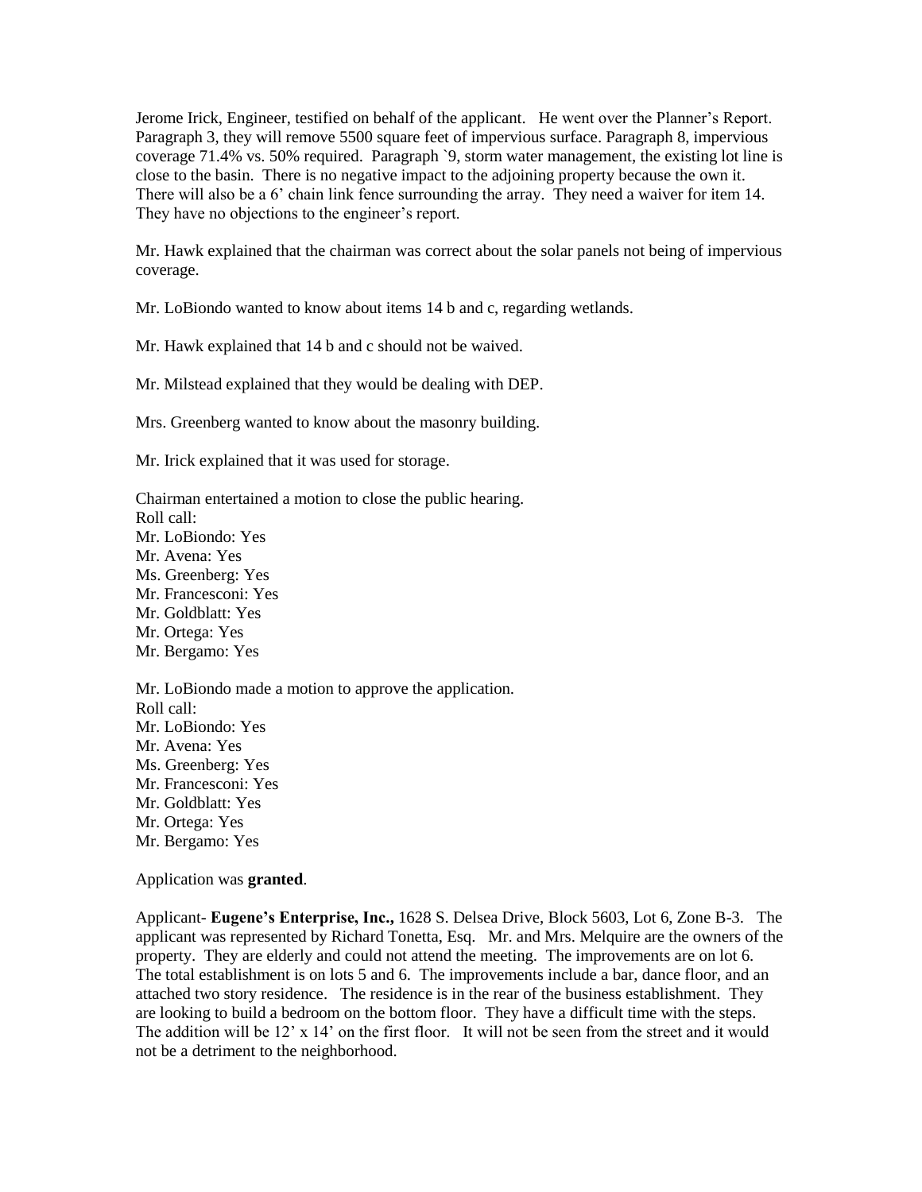Jerome Irick, Engineer, testified on behalf of the applicant. He went over the Planner's Report. Paragraph 3, they will remove 5500 square feet of impervious surface. Paragraph 8, impervious coverage 71.4% vs. 50% required. Paragraph `9, storm water management, the existing lot line is close to the basin. There is no negative impact to the adjoining property because the own it. There will also be a 6' chain link fence surrounding the array. They need a waiver for item 14. They have no objections to the engineer's report.

Mr. Hawk explained that the chairman was correct about the solar panels not being of impervious coverage.

Mr. LoBiondo wanted to know about items 14 b and c, regarding wetlands.

Mr. Hawk explained that 14 b and c should not be waived.

Mr. Milstead explained that they would be dealing with DEP.

Mrs. Greenberg wanted to know about the masonry building.

Mr. Irick explained that it was used for storage.

Chairman entertained a motion to close the public hearing.
Roll call:
Mr. LoBiondo: Yes
Mr. Avena: Yes
Ms. Greenberg: Yes
Mr. Francesconi: Yes
Mr. Goldblatt: Yes
Mr. Ortega: Yes
Mr. Bergamo: Yes

Mr. LoBiondo made a motion to approve the application.
Roll call:
Mr. LoBiondo: Yes
Mr. Avena: Yes
Ms. Greenberg: Yes
Mr. Francesconi: Yes
Mr. Goldblatt: Yes
Mr. Ortega: Yes
Mr. Bergamo: Yes

Application was **granted**.

Applicant- **Eugene's Enterprise, Inc.,** 1628 S. Delsea Drive, Block 5603, Lot 6, Zone B-3. The applicant was represented by Richard Tonetta, Esq. Mr. and Mrs. Melquire are the owners of the property. They are elderly and could not attend the meeting. The improvements are on lot 6. The total establishment is on lots 5 and 6. The improvements include a bar, dance floor, and an attached two story residence. The residence is in the rear of the business establishment. They are looking to build a bedroom on the bottom floor. They have a difficult time with the steps. The addition will be 12' x 14' on the first floor. It will not be seen from the street and it would not be a detriment to the neighborhood.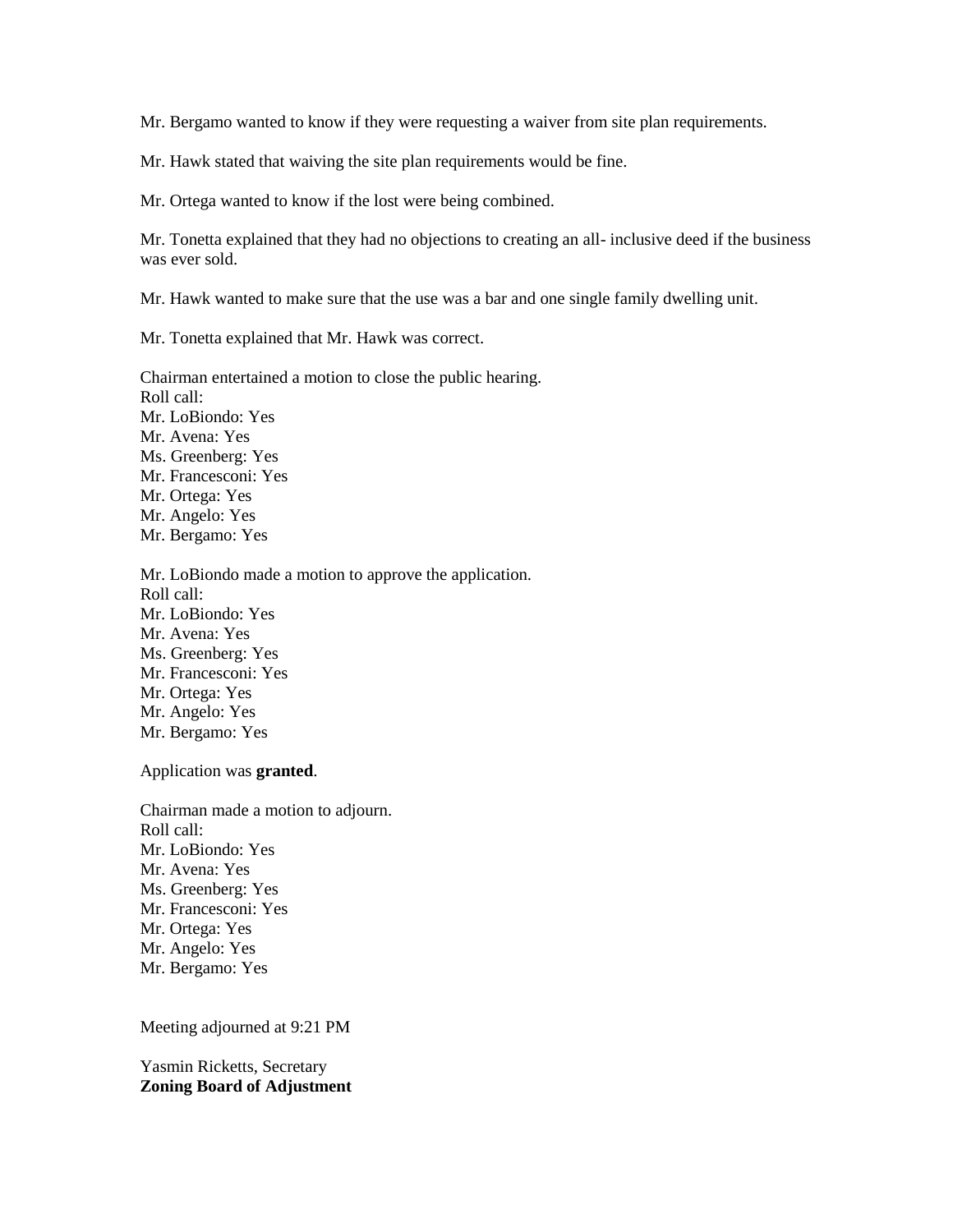Mr. Bergamo wanted to know if they were requesting a waiver from site plan requirements.

Mr. Hawk stated that waiving the site plan requirements would be fine.

Mr. Ortega wanted to know if the lost were being combined.

Mr. Tonetta explained that they had no objections to creating an all- inclusive deed if the business was ever sold.

Mr. Hawk wanted to make sure that the use was a bar and one single family dwelling unit.

Mr. Tonetta explained that Mr. Hawk was correct.

Chairman entertained a motion to close the public hearing.
Roll call:
Mr. LoBiondo: Yes
Mr. Avena: Yes
Ms. Greenberg: Yes
Mr. Francesconi: Yes
Mr. Ortega: Yes
Mr. Angelo: Yes
Mr. Bergamo: Yes

Mr. LoBiondo made a motion to approve the application.
Roll call:
Mr. LoBiondo: Yes
Mr. Avena: Yes
Ms. Greenberg: Yes
Mr. Francesconi: Yes
Mr. Ortega: Yes
Mr. Angelo: Yes
Mr. Bergamo: Yes

Application was **granted**.

Chairman made a motion to adjourn.
Roll call:
Mr. LoBiondo: Yes
Mr. Avena: Yes
Ms. Greenberg: Yes
Mr. Francesconi: Yes
Mr. Ortega: Yes
Mr. Angelo: Yes
Mr. Bergamo: Yes

Meeting adjourned at 9:21 PM

Yasmin Ricketts, Secretary
**Zoning Board of Adjustment**